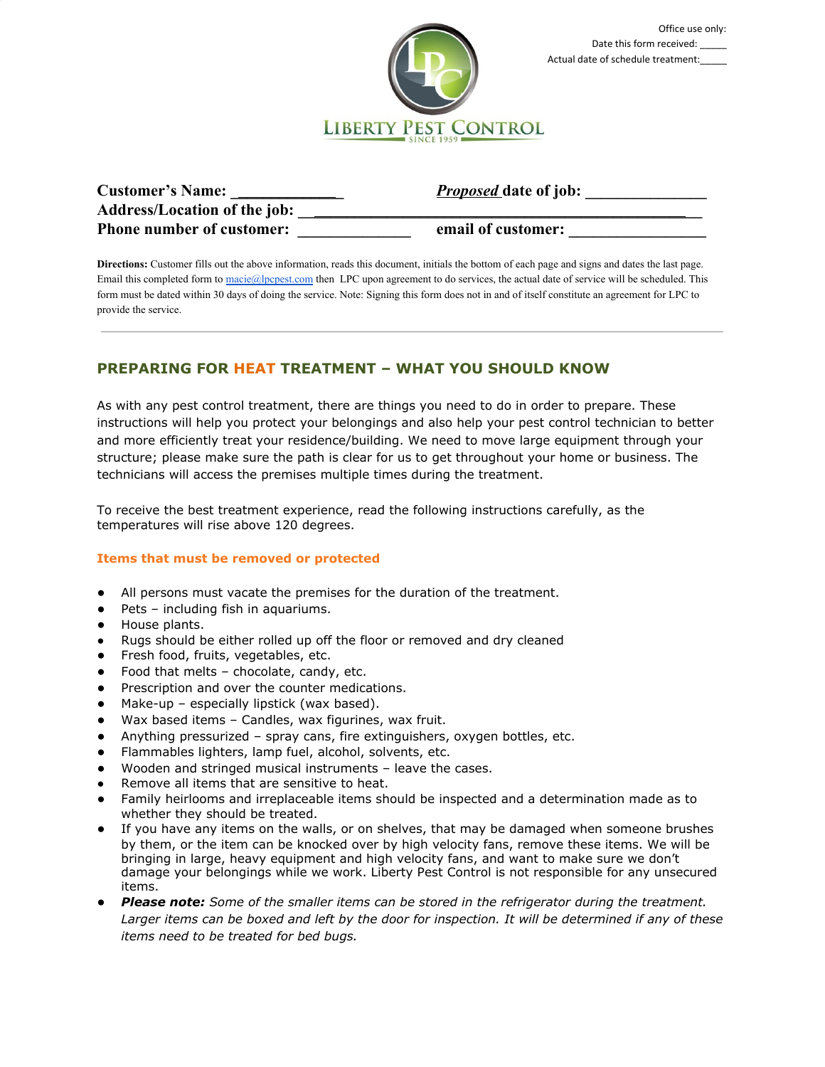Office use only:
Date this form received: _____
Actual date of schedule treatment:_____

LIBERTY PEST CONTROL
SINCE 1959

**Customer's Name:** ______________ **_Proposed_ date of job:** _______________
**Address/Location of the job:** ___________________________________________________
**Phone number of customer:** ______________ **email of customer:** _________________

**Directions:** Customer fills out the above information, reads this document, initials the bottom of each page and signs and dates the last page. Email this completed form to macie@lpcpest.com then LPC upon agreement to do services, the actual date of service will be scheduled. This form must be dated within 30 days of doing the service. Note: Signing this form does not in and of itself constitute an agreement for LPC to provide the service.

---

## PREPARING FOR HEAT TREATMENT – WHAT YOU SHOULD KNOW

As with any pest control treatment, there are things you need to do in order to prepare. These instructions will help you protect your belongings and also help your pest control technician to better and more efficiently treat your residence/building. We need to move large equipment through your structure; please make sure the path is clear for us to get throughout your home or business. The technicians will access the premises multiple times during the treatment.

To receive the best treatment experience, read the following instructions carefully, as the temperatures will rise above 120 degrees.

### Items that must be removed or protected

- All persons must vacate the premises for the duration of the treatment.
- Pets – including fish in aquariums.
- House plants.
- Rugs should be either rolled up off the floor or removed and dry cleaned
- Fresh food, fruits, vegetables, etc.
- Food that melts – chocolate, candy, etc.
- Prescription and over the counter medications.
- Make-up – especially lipstick (wax based).
- Wax based items – Candles, wax figurines, wax fruit.
- Anything pressurized – spray cans, fire extinguishers, oxygen bottles, etc.
- Flammables lighters, lamp fuel, alcohol, solvents, etc.
- Wooden and stringed musical instruments – leave the cases.
- Remove all items that are sensitive to heat.
- Family heirlooms and irreplaceable items should be inspected and a determination made as to whether they should be treated.
- If you have any items on the walls, or on shelves, that may be damaged when someone brushes by them, or the item can be knocked over by high velocity fans, remove these items. We will be bringing in large, heavy equipment and high velocity fans, and want to make sure we don't damage your belongings while we work. Liberty Pest Control is not responsible for any unsecured items.
- ***Please note:*** *Some of the smaller items can be stored in the refrigerator during the treatment. Larger items can be boxed and left by the door for inspection. It will be determined if any of these items need to be treated for bed bugs.*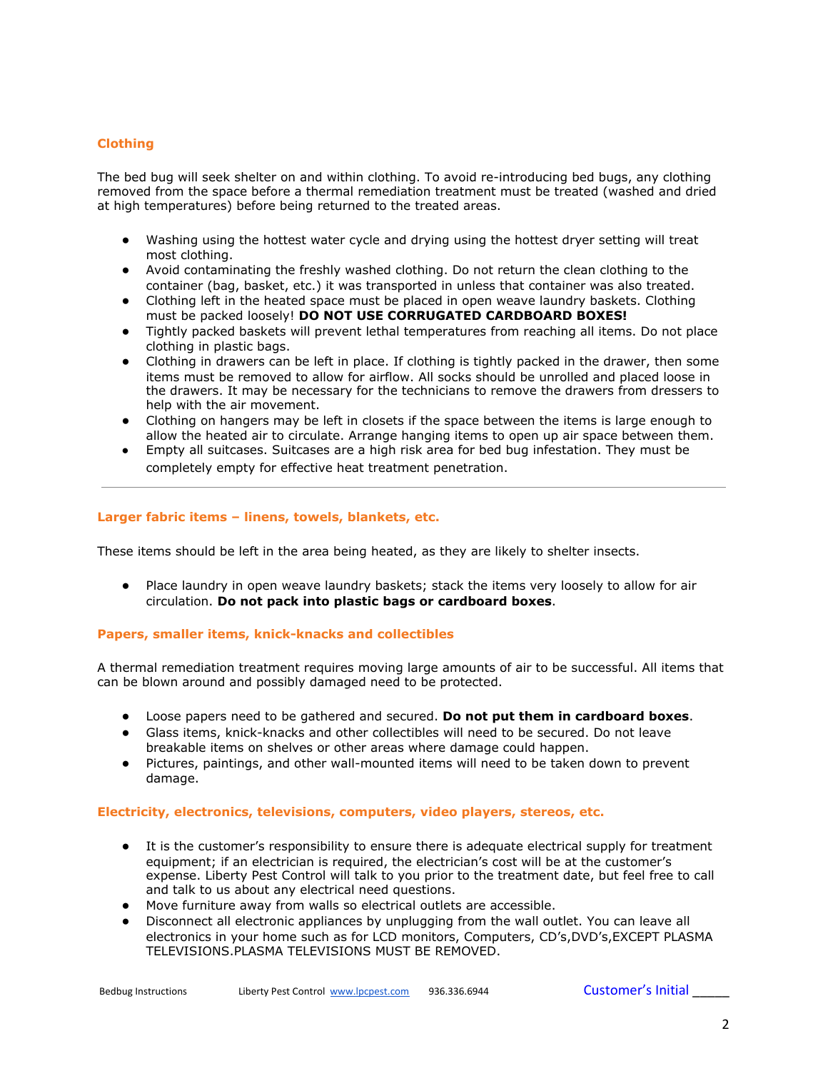## Clothing

The bed bug will seek shelter on and within clothing. To avoid re-introducing bed bugs, any clothing removed from the space before a thermal remediation treatment must be treated (washed and dried at high temperatures) before being returned to the treated areas.

- Washing using the hottest water cycle and drying using the hottest dryer setting will treat most clothing.
- Avoid contaminating the freshly washed clothing. Do not return the clean clothing to the container (bag, basket, etc.) it was transported in unless that container was also treated.
- Clothing left in the heated space must be placed in open weave laundry baskets. Clothing must be packed loosely! **DO NOT USE CORRUGATED CARDBOARD BOXES!**
- Tightly packed baskets will prevent lethal temperatures from reaching all items. Do not place clothing in plastic bags.
- Clothing in drawers can be left in place. If clothing is tightly packed in the drawer, then some items must be removed to allow for airflow. All socks should be unrolled and placed loose in the drawers. It may be necessary for the technicians to remove the drawers from dressers to help with the air movement.
- Clothing on hangers may be left in closets if the space between the items is large enough to allow the heated air to circulate. Arrange hanging items to open up air space between them.
- Empty all suitcases. Suitcases are a high risk area for bed bug infestation. They must be completely empty for effective heat treatment penetration.

---

## Larger fabric items – linens, towels, blankets, etc.

These items should be left in the area being heated, as they are likely to shelter insects.

- Place laundry in open weave laundry baskets; stack the items very loosely to allow for air circulation. **Do not pack into plastic bags or cardboard boxes**.

## Papers, smaller items, knick-knacks and collectibles

A thermal remediation treatment requires moving large amounts of air to be successful. All items that can be blown around and possibly damaged need to be protected.

- Loose papers need to be gathered and secured. **Do not put them in cardboard boxes**.
- Glass items, knick-knacks and other collectibles will need to be secured. Do not leave breakable items on shelves or other areas where damage could happen.
- Pictures, paintings, and other wall-mounted items will need to be taken down to prevent damage.

## Electricity, electronics, televisions, computers, video players, stereos, etc.

- It is the customer's responsibility to ensure there is adequate electrical supply for treatment equipment; if an electrician is required, the electrician's cost will be at the customer's expense. Liberty Pest Control will talk to you prior to the treatment date, but feel free to call and talk to us about any electrical need questions.
- Move furniture away from walls so electrical outlets are accessible.
- Disconnect all electronic appliances by unplugging from the wall outlet. You can leave all electronics in your home such as for LCD monitors, Computers, CD's,DVD's,EXCEPT PLASMA TELEVISIONS.PLASMA TELEVISIONS MUST BE REMOVED.

Bedbug Instructions Liberty Pest Control www.lpcpest.com 936.336.6944 Customer's Initial _____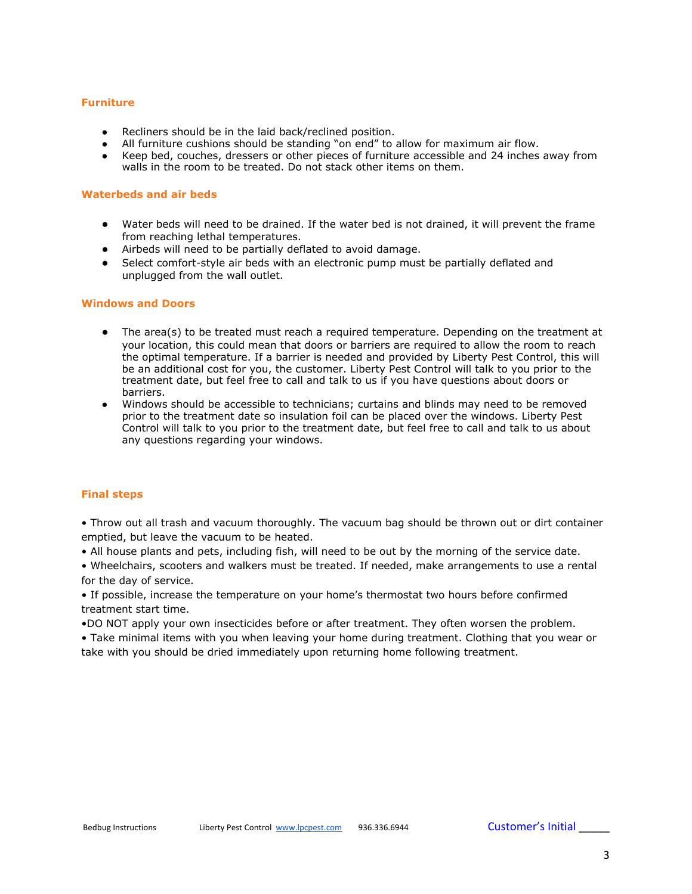### Furniture

- Recliners should be in the laid back/reclined position.
- All furniture cushions should be standing "on end" to allow for maximum air flow.
- Keep bed, couches, dressers or other pieces of furniture accessible and 24 inches away from walls in the room to be treated. Do not stack other items on them.

### Waterbeds and air beds

- Water beds will need to be drained. If the water bed is not drained, it will prevent the frame from reaching lethal temperatures.
- Airbeds will need to be partially deflated to avoid damage.
- Select comfort-style air beds with an electronic pump must be partially deflated and unplugged from the wall outlet.

### Windows and Doors

- The area(s) to be treated must reach a required temperature. Depending on the treatment at your location, this could mean that doors or barriers are required to allow the room to reach the optimal temperature. If a barrier is needed and provided by Liberty Pest Control, this will be an additional cost for you, the customer. Liberty Pest Control will talk to you prior to the treatment date, but feel free to call and talk to us if you have questions about doors or barriers.
- Windows should be accessible to technicians; curtains and blinds may need to be removed prior to the treatment date so insulation foil can be placed over the windows. Liberty Pest Control will talk to you prior to the treatment date, but feel free to call and talk to us about any questions regarding your windows.

### Final steps

- Throw out all trash and vacuum thoroughly. The vacuum bag should be thrown out or dirt container emptied, but leave the vacuum to be heated.
- All house plants and pets, including fish, will need to be out by the morning of the service date.
- Wheelchairs, scooters and walkers must be treated. If needed, make arrangements to use a rental for the day of service.
- If possible, increase the temperature on your home's thermostat two hours before confirmed treatment start time.
- DO NOT apply your own insecticides before or after treatment. They often worsen the problem.
- Take minimal items with you when leaving your home during treatment. Clothing that you wear or take with you should be dried immediately upon returning home following treatment.

Customer's Initial _____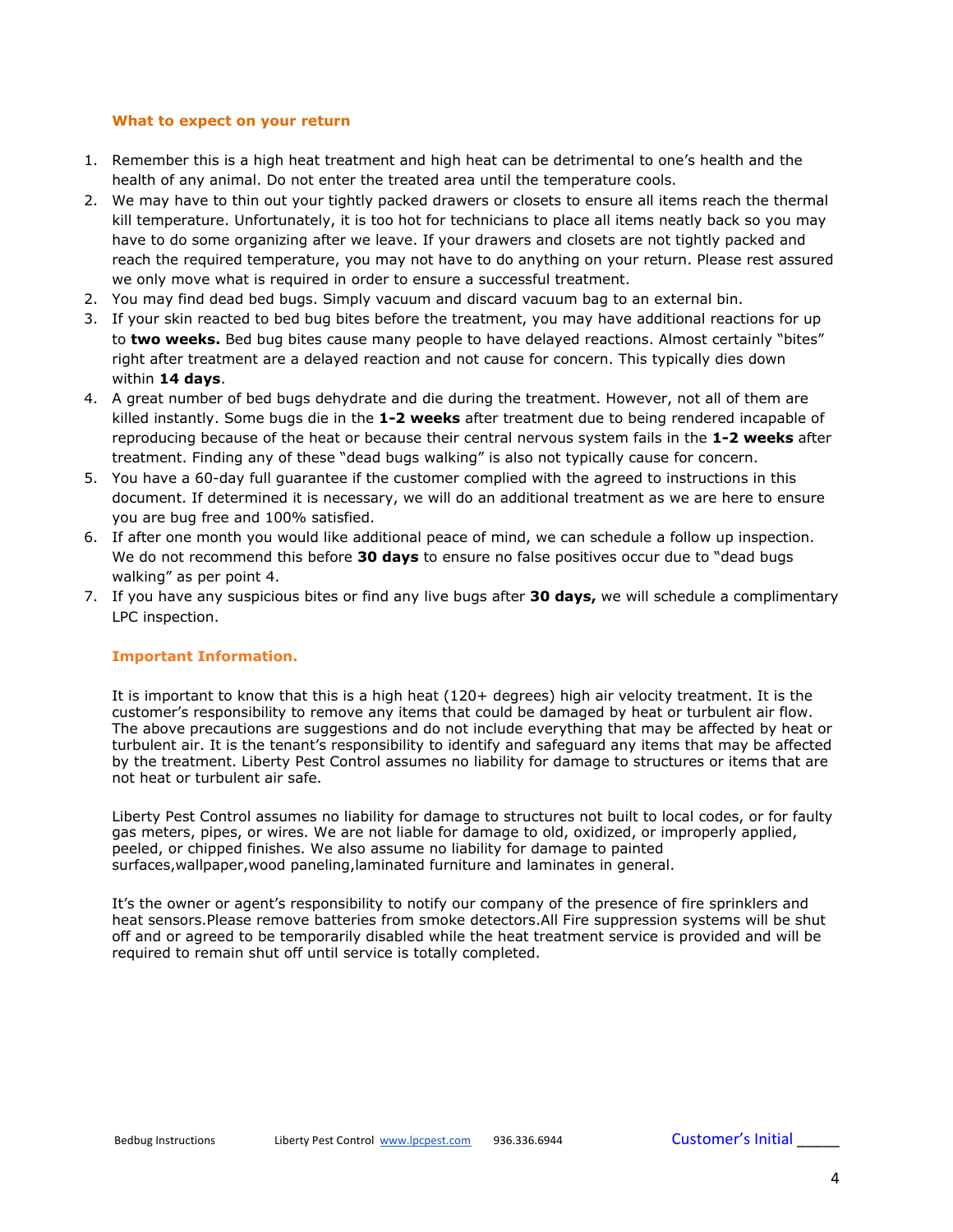**What to expect on your return**

1. Remember this is a high heat treatment and high heat can be detrimental to one's health and the health of any animal. Do not enter the treated area until the temperature cools.
2. We may have to thin out your tightly packed drawers or closets to ensure all items reach the thermal kill temperature. Unfortunately, it is too hot for technicians to place all items neatly back so you may have to do some organizing after we leave. If your drawers and closets are not tightly packed and reach the required temperature, you may not have to do anything on your return. Please rest assured we only move what is required in order to ensure a successful treatment.
2. You may find dead bed bugs. Simply vacuum and discard vacuum bag to an external bin.
3. If your skin reacted to bed bug bites before the treatment, you may have additional reactions for up to **two weeks.** Bed bug bites cause many people to have delayed reactions. Almost certainly "bites" right after treatment are a delayed reaction and not cause for concern. This typically dies down within **14 days**.
4. A great number of bed bugs dehydrate and die during the treatment. However, not all of them are killed instantly. Some bugs die in the **1-2 weeks** after treatment due to being rendered incapable of reproducing because of the heat or because their central nervous system fails in the **1-2 weeks** after treatment. Finding any of these "dead bugs walking" is also not typically cause for concern.
5. You have a 60-day full guarantee if the customer complied with the agreed to instructions in this document. If determined it is necessary, we will do an additional treatment as we are here to ensure you are bug free and 100% satisfied.
6. If after one month you would like additional peace of mind, we can schedule a follow up inspection. We do not recommend this before **30 days** to ensure no false positives occur due to "dead bugs walking" as per point 4.
7. If you have any suspicious bites or find any live bugs after **30 days,** we will schedule a complimentary LPC inspection.

**Important Information.**

It is important to know that this is a high heat (120+ degrees) high air velocity treatment. It is the customer's responsibility to remove any items that could be damaged by heat or turbulent air flow. The above precautions are suggestions and do not include everything that may be affected by heat or turbulent air. It is the tenant's responsibility to identify and safeguard any items that may be affected by the treatment. Liberty Pest Control assumes no liability for damage to structures or items that are not heat or turbulent air safe.

Liberty Pest Control assumes no liability for damage to structures not built to local codes, or for faulty gas meters, pipes, or wires. We are not liable for damage to old, oxidized, or improperly applied, peeled, or chipped finishes. We also assume no liability for damage to painted surfaces,wallpaper,wood paneling,laminated furniture and laminates in general.

It's the owner or agent's responsibility to notify our company of the presence of fire sprinklers and heat sensors.Please remove batteries from smoke detectors.All Fire suppression systems will be shut off and or agreed to be temporarily disabled while the heat treatment service is provided and will be required to remain shut off until service is totally completed.

Customer's Initial _____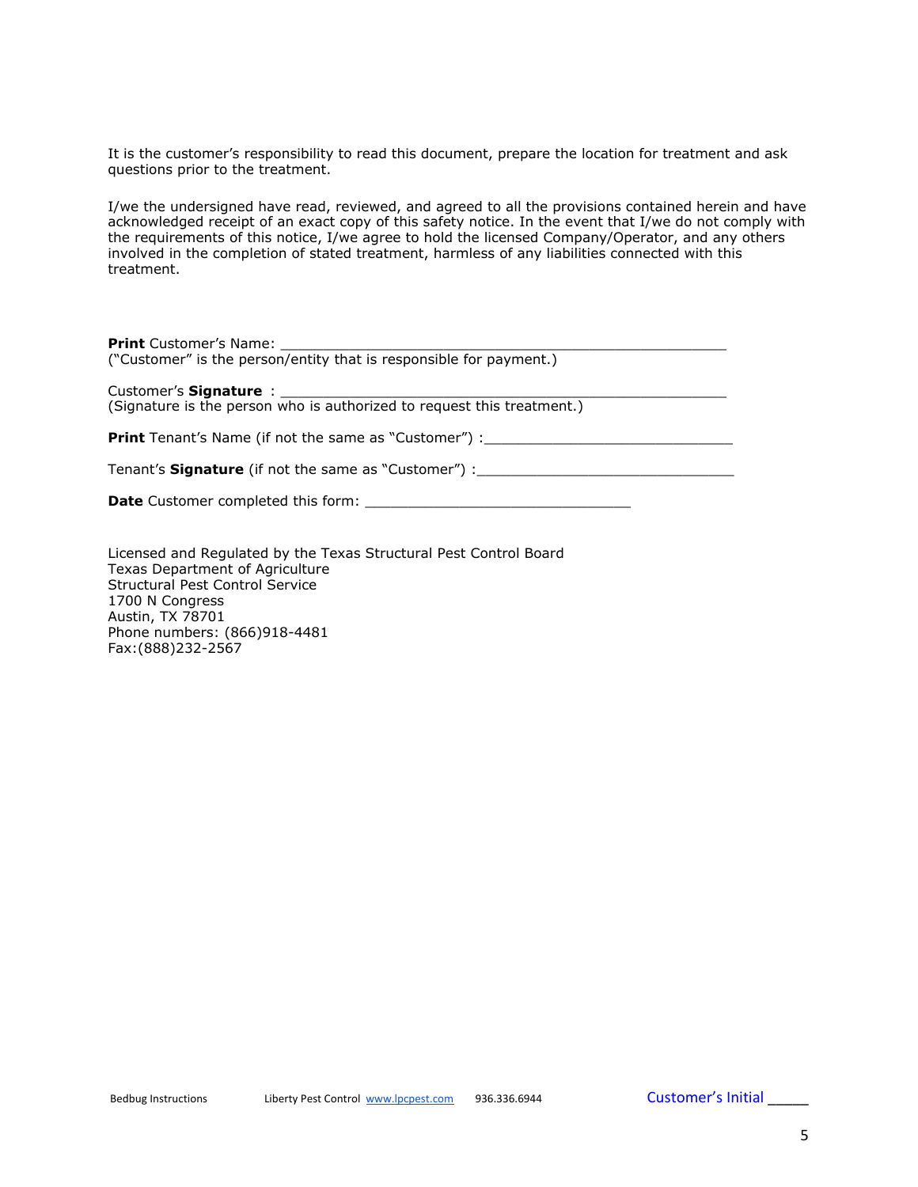It is the customer's responsibility to read this document, prepare the location for treatment and ask questions prior to the treatment.

I/we the undersigned have read, reviewed, and agreed to all the provisions contained herein and have acknowledged receipt of an exact copy of this safety notice. In the event that I/we do not comply with the requirements of this notice, I/we agree to hold the licensed Company/Operator, and any others involved in the completion of stated treatment, harmless of any liabilities connected with this treatment.

**Print** Customer's Name: ________________________________________________________
("Customer" is the person/entity that is responsible for payment.)

Customer's **Signature** : ________________________________________________________
(Signature is the person who is authorized to request this treatment.)

**Print** Tenant's Name (if not the same as "Customer") :______________________________

Tenant's **Signature** (if not the same as "Customer") :_______________________________

**Date** Customer completed this form: ________________________________

Licensed and Regulated by the Texas Structural Pest Control Board
Texas Department of Agriculture
Structural Pest Control Service
1700 N Congress
Austin, TX 78701
Phone numbers: (866)918-4481
Fax:(888)232-2567

Customer's Initial _____